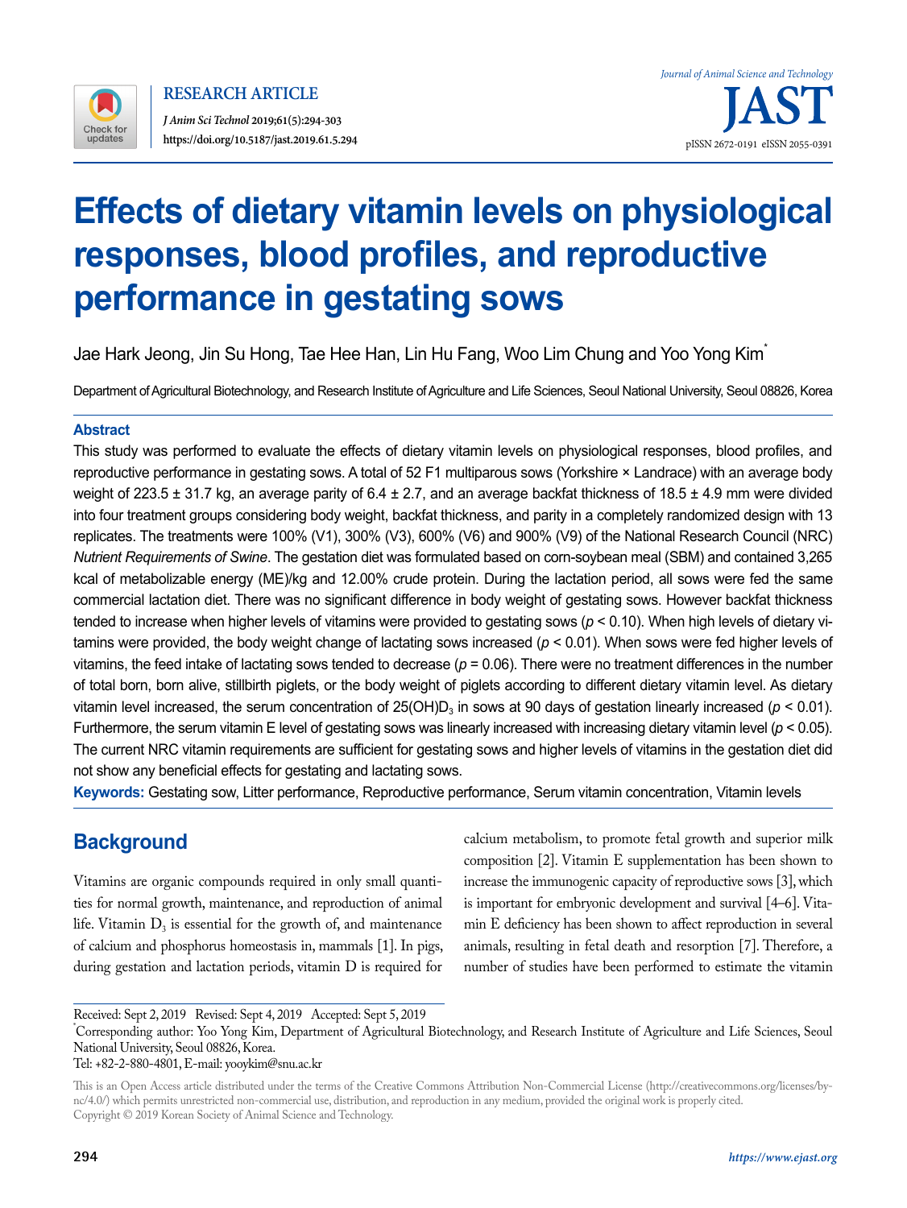RESEARCH ARTICLE

*J Anim Sci Technol* 2019;61(5):294-303

https://doi.org/10.5187/jast.2019.61.5.294

# Effects of dietary vitamin levels on physiological responses, blood profiles, and reproductive performance in gestating sows

Jae Hark Jeong, Jin Su Hong, Tae Hee Han, Lin Hu Fang, Woo Lim Chung and Yoo Yong Kim*

Department of Agricultural Biotechnology, and Research Institute of Agriculture and Life Sciences, Seoul National University, Seoul 08826, Korea

## Abstract

This study was performed to evaluate the effects of dietary vitamin levels on physiological responses, blood profiles, and reproductive performance in gestating sows. A total of 52 F1 multiparous sows (Yorkshire × Landrace) with an average body weight of 223.5 ± 31.7 kg, an average parity of 6.4 ± 2.7, and an average backfat thickness of 18.5 ± 4.9 mm were divided into four treatment groups considering body weight, backfat thickness, and parity in a completely randomized design with 13 replicates. The treatments were 100% (V1), 300% (V3), 600% (V6) and 900% (V9) of the National Research Council (NRC) *Nutrient Requirements of Swine*. The gestation diet was formulated based on corn-soybean meal (SBM) and contained 3,265 kcal of metabolizable energy (ME)/kg and 12.00% crude protein. During the lactation period, all sows were fed the same commercial lactation diet. There was no significant difference in body weight of gestating sows. However backfat thickness tended to increase when higher levels of vitamins were provided to gestating sows ($p < 0.10$). When high levels of dietary vitamins were provided, the body weight change of lactating sows increased ($p < 0.01$). When sows were fed higher levels of vitamins, the feed intake of lactating sows tended to decrease ($p = 0.06$). There were no treatment differences in the number of total born, born alive, stillbirth piglets, or the body weight of piglets according to different dietary vitamin level. As dietary vitamin level increased, the serum concentration of 25(OH)$D_3$ in sows at 90 days of gestation linearly increased ($p < 0.01$). Furthermore, the serum vitamin E level of gestating sows was linearly increased with increasing dietary vitamin level ($p < 0.05$). The current NRC vitamin requirements are sufficient for gestating sows and higher levels of vitamins in the gestation diet did not show any beneficial effects for gestating and lactating sows.

**Keywords:** Gestating sow, Litter performance, Reproductive performance, Serum vitamin concentration, Vitamin levels

## Background

Vitamins are organic compounds required in only small quantities for normal growth, maintenance, and reproduction of animal life. Vitamin $D_3$ is essential for the growth of, and maintenance of calcium and phosphorus homeostasis in, mammals [1]. In pigs, during gestation and lactation periods, vitamin D is required for calcium metabolism, to promote fetal growth and superior milk composition [2]. Vitamin E supplementation has been shown to increase the immunogenic capacity of reproductive sows [3], which is important for embryonic development and survival [4–6]. Vitamin E deficiency has been shown to affect reproduction in several animals, resulting in fetal death and resorption [7]. Therefore, a number of studies have been performed to estimate the vitamin

Received: Sept 2, 2019 Revised: Sept 4, 2019 Accepted: Sept 5, 2019

*Corresponding author: Yoo Yong Kim, Department of Agricultural Biotechnology, and Research Institute of Agriculture and Life Sciences, Seoul National University, Seoul 08826, Korea.
Tel: +82-2-880-4801, E-mail: yooykim@snu.ac.kr

This is an Open Access article distributed under the terms of the Creative Commons Attribution Non-Commercial License (http://creativecommons.org/licenses/by-nc/4.0/) which permits unrestricted non-commercial use, distribution, and reproduction in any medium, provided the original work is properly cited.
Copyright © 2019 Korean Society of Animal Science and Technology.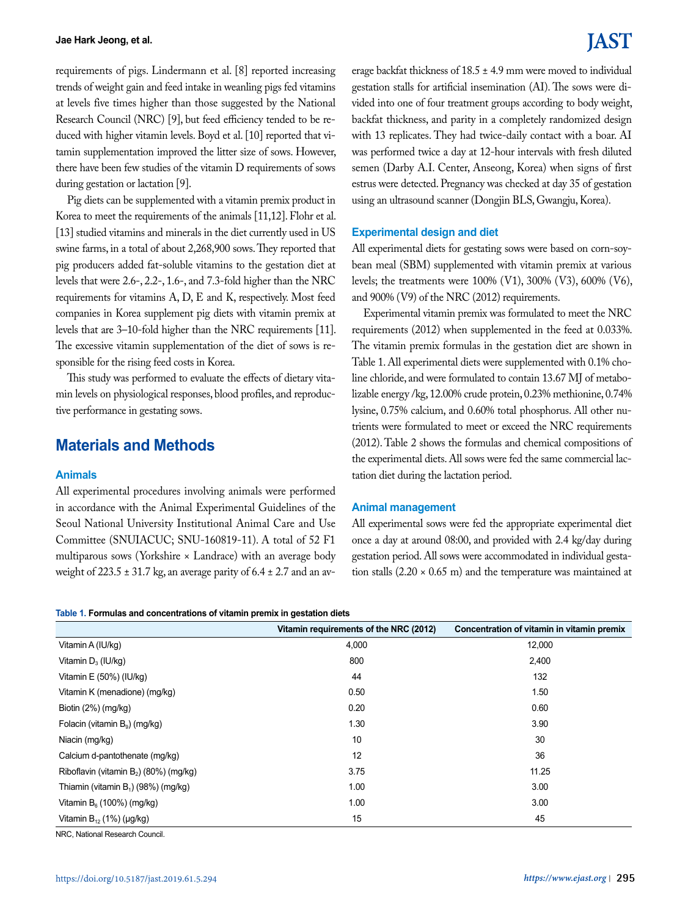requirements of pigs. Lindermann et al. [8] reported increasing trends of weight gain and feed intake in weanling pigs fed vitamins at levels five times higher than those suggested by the National Research Council (NRC) [9], but feed efficiency tended to be reduced with higher vitamin levels. Boyd et al. [10] reported that vitamin supplementation improved the litter size of sows. However, there have been few studies of the vitamin D requirements of sows during gestation or lactation [9].

Pig diets can be supplemented with a vitamin premix product in Korea to meet the requirements of the animals [11,12]. Flohr et al. [13] studied vitamins and minerals in the diet currently used in US swine farms, in a total of about 2,268,900 sows. They reported that pig producers added fat-soluble vitamins to the gestation diet at levels that were 2.6-, 2.2-, 1.6-, and 7.3-fold higher than the NRC requirements for vitamins A, D, E and K, respectively. Most feed companies in Korea supplement pig diets with vitamin premix at levels that are 3–10-fold higher than the NRC requirements [11]. The excessive vitamin supplementation of the diet of sows is responsible for the rising feed costs in Korea.

This study was performed to evaluate the effects of dietary vitamin levels on physiological responses, blood profiles, and reproductive performance in gestating sows.

## Materials and Methods

### Animals

All experimental procedures involving animals were performed in accordance with the Animal Experimental Guidelines of the Seoul National University Institutional Animal Care and Use Committee (SNUIACUC; SNU-160819-11). A total of 52 F1 multiparous sows (Yorkshire × Landrace) with an average body weight of 223.5 ± 31.7 kg, an average parity of 6.4 ± 2.7 and an average backfat thickness of 18.5 ± 4.9 mm were moved to individual gestation stalls for artificial insemination (AI). The sows were divided into one of four treatment groups according to body weight, backfat thickness, and parity in a completely randomized design with 13 replicates. They had twice-daily contact with a boar. AI was performed twice a day at 12-hour intervals with fresh diluted semen (Darby A.I. Center, Anseong, Korea) when signs of first estrus were detected. Pregnancy was checked at day 35 of gestation using an ultrasound scanner (Dongjin BLS, Gwangju, Korea).

### Experimental design and diet

All experimental diets for gestating sows were based on corn-soybean meal (SBM) supplemented with vitamin premix at various levels; the treatments were 100% (V1), 300% (V3), 600% (V6), and 900% (V9) of the NRC (2012) requirements.

Experimental vitamin premix was formulated to meet the NRC requirements (2012) when supplemented in the feed at 0.033%. The vitamin premix formulas in the gestation diet are shown in Table 1. All experimental diets were supplemented with 0.1% choline chloride, and were formulated to contain 13.67 MJ of metabolizable energy /kg, 12.00% crude protein, 0.23% methionine, 0.74% lysine, 0.75% calcium, and 0.60% total phosphorus. All other nutrients were formulated to meet or exceed the NRC requirements (2012). Table 2 shows the formulas and chemical compositions of the experimental diets. All sows were fed the same commercial lactation diet during the lactation period.

### Animal management

All experimental sows were fed the appropriate experimental diet once a day at around 08:00, and provided with 2.4 kg/day during gestation period. All sows were accommodated in individual gestation stalls (2.20 × 0.65 m) and the temperature was maintained at

**Table 1. Formulas and concentrations of vitamin premix in gestation diets**

| | Vitamin requirements of the NRC (2012) | Concentration of vitamin in vitamin premix |
|---|---|---|
| Vitamin A (IU/kg) | 4,000 | 12,000 |
| Vitamin $D_3$ (IU/kg) | 800 | 2,400 |
| Vitamin E (50%) (IU/kg) | 44 | 132 |
| Vitamin K (menadione) (mg/kg) | 0.50 | 1.50 |
| Biotin (2%) (mg/kg) | 0.20 | 0.60 |
| Folacin (vitamin $B_9$) (mg/kg) | 1.30 | 3.90 |
| Niacin (mg/kg) | 10 | 30 |
| Calcium d-pantothenate (mg/kg) | 12 | 36 |
| Riboflavin (vitamin $B_2$) (80%) (mg/kg) | 3.75 | 11.25 |
| Thiamin (vitamin $B_1$) (98%) (mg/kg) | 1.00 | 3.00 |
| Vitamin $B_6$ (100%) (mg/kg) | 1.00 | 3.00 |
| Vitamin $B_{12}$ (1%) (μg/kg) | 15 | 45 |

NRC, National Research Council.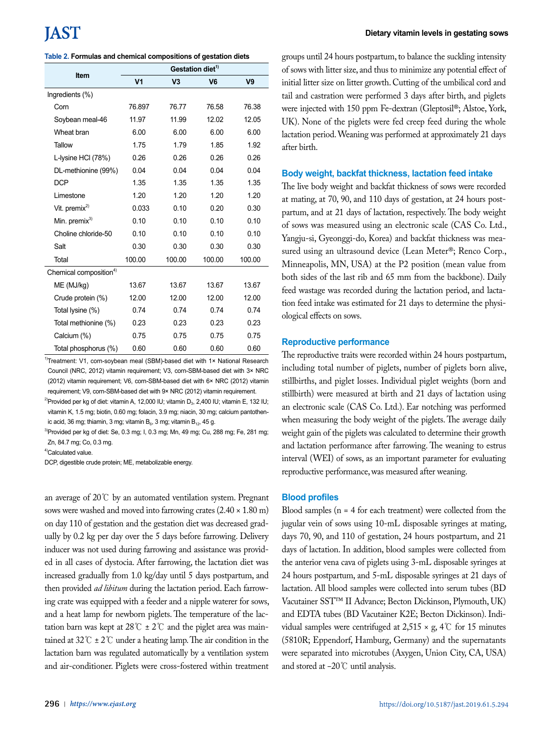**Table 2. Formulas and chemical compositions of gestation diets**

| Item | Gestation diet[1] | | | |
|---|---|---|---|---|
| | V1 | V3 | V6 | V9 |
| Ingredients (%) | | | | |
| Corn | 76.897 | 76.77 | 76.58 | 76.38 |
| Soybean meal-46 | 11.97 | 11.99 | 12.02 | 12.05 |
| Wheat bran | 6.00 | 6.00 | 6.00 | 6.00 |
| Tallow | 1.75 | 1.79 | 1.85 | 1.92 |
| L-lysine HCl (78%) | 0.26 | 0.26 | 0.26 | 0.26 |
| DL-methionine (99%) | 0.04 | 0.04 | 0.04 | 0.04 |
| DCP | 1.35 | 1.35 | 1.35 | 1.35 |
| Limestone | 1.20 | 1.20 | 1.20 | 1.20 |
| Vit. premix[2] | 0.033 | 0.10 | 0.20 | 0.30 |
| Min. premix[3] | 0.10 | 0.10 | 0.10 | 0.10 |
| Choline chloride-50 | 0.10 | 0.10 | 0.10 | 0.10 |
| Salt | 0.30 | 0.30 | 0.30 | 0.30 |
| Total | 100.00 | 100.00 | 100.00 | 100.00 |
| Chemical composition[4] | | | | |
| ME (MJ/kg) | 13.67 | 13.67 | 13.67 | 13.67 |
| Crude protein (%) | 12.00 | 12.00 | 12.00 | 12.00 |
| Total lysine (%) | 0.74 | 0.74 | 0.74 | 0.74 |
| Total methionine (%) | 0.23 | 0.23 | 0.23 | 0.23 |
| Calcium (%) | 0.75 | 0.75 | 0.75 | 0.75 |
| Total phosphorus (%) | 0.60 | 0.60 | 0.60 | 0.60 |

[1]Treatment: V1, corn-soybean meal (SBM)-based diet with 1× National Research Council (NRC, 2012) vitamin requirement; V3, corn-SBM-based diet with 3× NRC (2012) vitamin requirement; V6, corn-SBM-based diet with 6× NRC (2012) vitamin requirement; V9, corn-SBM-based diet with 9× NRC (2012) vitamin requirement.

[2]Provided per kg of diet: vitamin A, 12,000 IU; vitamin $D_3$, 2,400 IU; vitamin E, 132 IU; vitamin K, 1.5 mg; biotin, 0.60 mg; folacin, 3.9 mg; niacin, 30 mg; calcium pantothenic acid, 36 mg; thiamin, 3 mg; vitamin $B_6$, 3 mg; vitamin $B_{12}$, 45 g.

[3]Provided per kg of diet: Se, 0.3 mg; I, 0.3 mg; Mn, 49 mg; Cu, 288 mg; Fe, 281 mg; Zn, 84.7 mg; Co, 0.3 mg.

[4]Calculated value.

DCP, digestible crude protein; ME, metabolizable energy.

an average of 20℃ by an automated ventilation system. Pregnant sows were washed and moved into farrowing crates (2.40 × 1.80 m) on day 110 of gestation and the gestation diet was decreased gradually by 0.2 kg per day over the 5 days before farrowing. Delivery inducer was not used during farrowing and assistance was provided in all cases of dystocia. After farrowing, the lactation diet was increased gradually from 1.0 kg/day until 5 days postpartum, and then provided *ad libitum* during the lactation period. Each farrowing crate was equipped with a feeder and a nipple waterer for sows, and a heat lamp for newborn piglets. The temperature of the lactation barn was kept at 28℃ ± 2℃ and the piglet area was maintained at 32℃ ± 2℃ under a heating lamp. The air condition in the lactation barn was regulated automatically by a ventilation system and air-conditioner. Piglets were cross-fostered within treatment groups until 24 hours postpartum, to balance the suckling intensity of sows with litter size, and thus to minimize any potential effect of initial litter size on litter growth. Cutting of the umbilical cord and tail and castration were performed 3 days after birth, and piglets were injected with 150 ppm Fe-dextran (Gleptosil®; Alstoe, York, UK). None of the piglets were fed creep feed during the whole lactation period. Weaning was performed at approximately 21 days after birth.

### Body weight, backfat thickness, lactation feed intake

The live body weight and backfat thickness of sows were recorded at mating, at 70, 90, and 110 days of gestation, at 24 hours postpartum, and at 21 days of lactation, respectively. The body weight of sows was measured using an electronic scale (CAS Co. Ltd., Yangju-si, Gyeonggi-do, Korea) and backfat thickness was measured using an ultrasound device (Lean Meter®; Renco Corp., Minneapolis, MN, USA) at the P2 position (mean value from both sides of the last rib and 65 mm from the backbone). Daily feed wastage was recorded during the lactation period, and lactation feed intake was estimated for 21 days to determine the physiological effects on sows.

### Reproductive performance

The reproductive traits were recorded within 24 hours postpartum, including total number of piglets, number of piglets born alive, stillbirths, and piglet losses. Individual piglet weights (born and stillbirth) were measured at birth and 21 days of lactation using an electronic scale (CAS Co. Ltd.). Ear notching was performed when measuring the body weight of the piglets. The average daily weight gain of the piglets was calculated to determine their growth and lactation performance after farrowing. The weaning to estrus interval (WEI) of sows, as an important parameter for evaluating reproductive performance, was measured after weaning.

### Blood profiles

Blood samples (n = 4 for each treatment) were collected from the jugular vein of sows using 10-mL disposable syringes at mating, days 70, 90, and 110 of gestation, 24 hours postpartum, and 21 days of lactation. In addition, blood samples were collected from the anterior vena cava of piglets using 3-mL disposable syringes at 24 hours postpartum, and 5-mL disposable syringes at 21 days of lactation. All blood samples were collected into serum tubes (BD Vacutainer SST™ II Advance; Becton Dickinson, Plymouth, UK) and EDTA tubes (BD Vacutainer K2E; Becton Dickinson). Individual samples were centrifuged at 2,515 × g, 4℃ for 15 minutes (5810R; Eppendorf, Hamburg, Germany) and the supernatants were separated into microtubes (Axygen, Union City, CA, USA) and stored at –20℃ until analysis.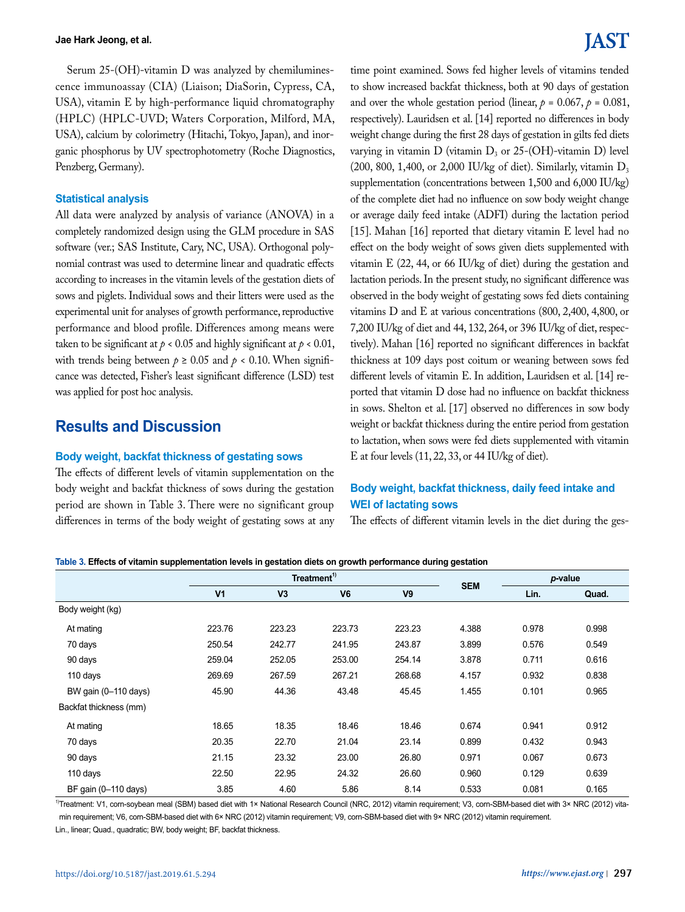Serum 25-(OH)-vitamin D was analyzed by chemiluminescence immunoassay (CIA) (Liaison; DiaSorin, Cypress, CA, USA), vitamin E by high-performance liquid chromatography (HPLC) (HPLC-UVD; Waters Corporation, Milford, MA, USA), calcium by colorimetry (Hitachi, Tokyo, Japan), and inorganic phosphorus by UV spectrophotometry (Roche Diagnostics, Penzberg, Germany).

### Statistical analysis

All data were analyzed by analysis of variance (ANOVA) in a completely randomized design using the GLM procedure in SAS software (ver.; SAS Institute, Cary, NC, USA). Orthogonal polynomial contrast was used to determine linear and quadratic effects according to increases in the vitamin levels of the gestation diets of sows and piglets. Individual sows and their litters were used as the experimental unit for analyses of growth performance, reproductive performance and blood profile. Differences among means were taken to be significant at $p < 0.05$ and highly significant at $p < 0.01$, with trends being between $p \geq 0.05$ and $p < 0.10$. When significance was detected, Fisher's least significant difference (LSD) test was applied for post hoc analysis.

## Results and Discussion

### Body weight, backfat thickness of gestating sows

The effects of different levels of vitamin supplementation on the body weight and backfat thickness of sows during the gestation period are shown in Table 3. There were no significant group differences in terms of the body weight of gestating sows at any time point examined. Sows fed higher levels of vitamins tended to show increased backfat thickness, both at 90 days of gestation and over the whole gestation period (linear, $p = 0.067$, $p = 0.081$, respectively). Lauridsen et al. [14] reported no differences in body weight change during the first 28 days of gestation in gilts fed diets varying in vitamin D (vitamin $D_3$ or 25-(OH)-vitamin D) level (200, 800, 1,400, or 2,000 IU/kg of diet). Similarly, vitamin $D_3$ supplementation (concentrations between 1,500 and 6,000 IU/kg) of the complete diet had no influence on sow body weight change or average daily feed intake (ADFI) during the lactation period [15]. Mahan [16] reported that dietary vitamin E level had no effect on the body weight of sows given diets supplemented with vitamin E (22, 44, or 66 IU/kg of diet) during the gestation and lactation periods. In the present study, no significant difference was observed in the body weight of gestating sows fed diets containing vitamins D and E at various concentrations (800, 2,400, 4,800, or 7,200 IU/kg of diet and 44, 132, 264, or 396 IU/kg of diet, respectively). Mahan [16] reported no significant differences in backfat thickness at 109 days post coitum or weaning between sows fed different levels of vitamin E. In addition, Lauridsen et al. [14] reported that vitamin D dose had no influence on backfat thickness in sows. Shelton et al. [17] observed no differences in sow body weight or backfat thickness during the entire period from gestation to lactation, when sows were fed diets supplemented with vitamin E at four levels (11, 22, 33, or 44 IU/kg of diet).

### Body weight, backfat thickness, daily feed intake and WEI of lactating sows

The effects of different vitamin levels in the diet during the ges-

**Table 3. Effects of vitamin supplementation levels in gestation diets on growth performance during gestation**

| | Treatment[1] | | | | SEM | *p*-value | |
|---|---|---|---|---|---|---|---|
| | V1 | V3 | V6 | V9 | | Lin. | Quad. |
| Body weight (kg) | | | | | | | |
| At mating | 223.76 | 223.23 | 223.73 | 223.23 | 4.388 | 0.978 | 0.998 |
| 70 days | 250.54 | 242.77 | 241.95 | 243.87 | 3.899 | 0.576 | 0.549 |
| 90 days | 259.04 | 252.05 | 253.00 | 254.14 | 3.878 | 0.711 | 0.616 |
| 110 days | 269.69 | 267.59 | 267.21 | 268.68 | 4.157 | 0.932 | 0.838 |
| BW gain (0–110 days) | 45.90 | 44.36 | 43.48 | 45.45 | 1.455 | 0.101 | 0.965 |
| Backfat thickness (mm) | | | | | | | |
| At mating | 18.65 | 18.35 | 18.46 | 18.46 | 0.674 | 0.941 | 0.912 |
| 70 days | 20.35 | 22.70 | 21.04 | 23.14 | 0.899 | 0.432 | 0.943 |
| 90 days | 21.15 | 23.32 | 23.00 | 26.80 | 0.971 | 0.067 | 0.673 |
| 110 days | 22.50 | 22.95 | 24.32 | 26.60 | 0.960 | 0.129 | 0.639 |
| BF gain (0–110 days) | 3.85 | 4.60 | 5.86 | 8.14 | 0.533 | 0.081 | 0.165 |

[1]Treatment: V1, corn-soybean meal (SBM) based diet with 1× National Research Council (NRC, 2012) vitamin requirement; V3, corn-SBM-based diet with 3× NRC (2012) vitamin requirement; V6, corn-SBM-based diet with 6× NRC (2012) vitamin requirement; V9, corn-SBM-based diet with 9× NRC (2012) vitamin requirement.

Lin., linear; Quad., quadratic; BW, body weight; BF, backfat thickness.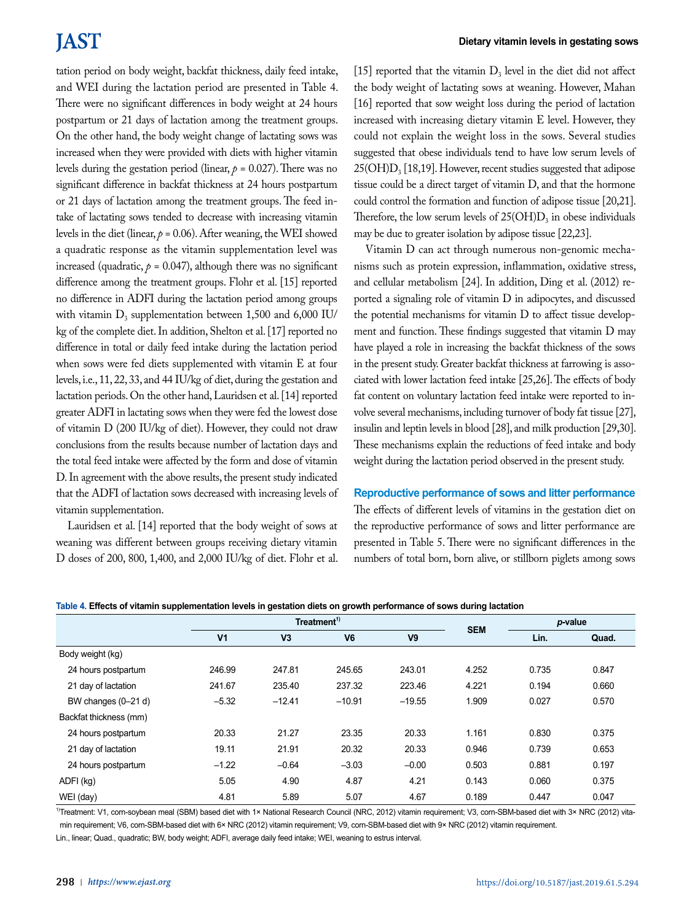tation period on body weight, backfat thickness, daily feed intake, and WEI during the lactation period are presented in Table 4. There were no significant differences in body weight at 24 hours postpartum or 21 days of lactation among the treatment groups. On the other hand, the body weight change of lactating sows was increased when they were provided with diets with higher vitamin levels during the gestation period (linear, $p$ = 0.027). There was no significant difference in backfat thickness at 24 hours postpartum or 21 days of lactation among the treatment groups. The feed intake of lactating sows tended to decrease with increasing vitamin levels in the diet (linear, $p$ = 0.06). After weaning, the WEI showed a quadratic response as the vitamin supplementation level was increased (quadratic, $p$ = 0.047), although there was no significant difference among the treatment groups. Flohr et al. [15] reported no difference in ADFI during the lactation period among groups with vitamin $D_3$ supplementation between 1,500 and 6,000 IU/kg of the complete diet. In addition, Shelton et al. [17] reported no difference in total or daily feed intake during the lactation period when sows were fed diets supplemented with vitamin E at four levels, i.e., 11, 22, 33, and 44 IU/kg of diet, during the gestation and lactation periods. On the other hand, Lauridsen et al. [14] reported greater ADFI in lactating sows when they were fed the lowest dose of vitamin D (200 IU/kg of diet). However, they could not draw conclusions from the results because number of lactation days and the total feed intake were affected by the form and dose of vitamin D. In agreement with the above results, the present study indicated that the ADFI of lactation sows decreased with increasing levels of vitamin supplementation.

Lauridsen et al. [14] reported that the body weight of sows at weaning was different between groups receiving dietary vitamin D doses of 200, 800, 1,400, and 2,000 IU/kg of diet. Flohr et al. [15] reported that the vitamin $D_3$ level in the diet did not affect the body weight of lactating sows at weaning. However, Mahan [16] reported that sow weight loss during the period of lactation increased with increasing dietary vitamin E level. However, they could not explain the weight loss in the sows. Several studies suggested that obese individuals tend to have low serum levels of $25(OH)D_3$ [18,19]. However, recent studies suggested that adipose tissue could be a direct target of vitamin D, and that the hormone could control the formation and function of adipose tissue [20,21]. Therefore, the low serum levels of $25(OH)D_3$ in obese individuals may be due to greater isolation by adipose tissue [22,23].

Vitamin D can act through numerous non-genomic mechanisms such as protein expression, inflammation, oxidative stress, and cellular metabolism [24]. In addition, Ding et al. (2012) reported a signaling role of vitamin D in adipocytes, and discussed the potential mechanisms for vitamin D to affect tissue development and function. These findings suggested that vitamin D may have played a role in increasing the backfat thickness of the sows in the present study. Greater backfat thickness at farrowing is associated with lower lactation feed intake [25,26]. The effects of body fat content on voluntary lactation feed intake were reported to involve several mechanisms, including turnover of body fat tissue [27], insulin and leptin levels in blood [28], and milk production [29,30]. These mechanisms explain the reductions of feed intake and body weight during the lactation period observed in the present study.

### Reproductive performance of sows and litter performance

The effects of different levels of vitamins in the gestation diet on the reproductive performance of sows and litter performance are presented in Table 5. There were no significant differences in the numbers of total born, born alive, or stillborn piglets among sows

**Table 4. Effects of vitamin supplementation levels in gestation diets on growth performance of sows during lactation**

| | Treatment[1] | | | | SEM | *p*-value | |
|---|---|---|---|---|---|---|---|
| | V1 | V3 | V6 | V9 | | Lin. | Quad. |
| Body weight (kg) | | | | | | | |
| 24 hours postpartum | 246.99 | 247.81 | 245.65 | 243.01 | 4.252 | 0.735 | 0.847 |
| 21 day of lactation | 241.67 | 235.40 | 237.32 | 223.46 | 4.221 | 0.194 | 0.660 |
| BW changes (0–21 d) | −5.32 | −12.41 | −10.91 | −19.55 | 1.909 | 0.027 | 0.570 |
| Backfat thickness (mm) | | | | | | | |
| 24 hours postpartum | 20.33 | 21.27 | 23.35 | 20.33 | 1.161 | 0.830 | 0.375 |
| 21 day of lactation | 19.11 | 21.91 | 20.32 | 20.33 | 0.946 | 0.739 | 0.653 |
| 24 hours postpartum | −1.22 | −0.64 | −3.03 | −0.00 | 0.503 | 0.881 | 0.197 |
| ADFI (kg) | 5.05 | 4.90 | 4.87 | 4.21 | 0.143 | 0.060 | 0.375 |
| WEI (day) | 4.81 | 5.89 | 5.07 | 4.67 | 0.189 | 0.447 | 0.047 |

[1]Treatment: V1, corn-soybean meal (SBM) based diet with 1× National Research Council (NRC, 2012) vitamin requirement; V3, corn-SBM-based diet with 3× NRC (2012) vitamin requirement; V6, corn-SBM-based diet with 6× NRC (2012) vitamin requirement; V9, corn-SBM-based diet with 9× NRC (2012) vitamin requirement.

Lin., linear; Quad., quadratic; BW, body weight; ADFI, average daily feed intake; WEI, weaning to estrus interval.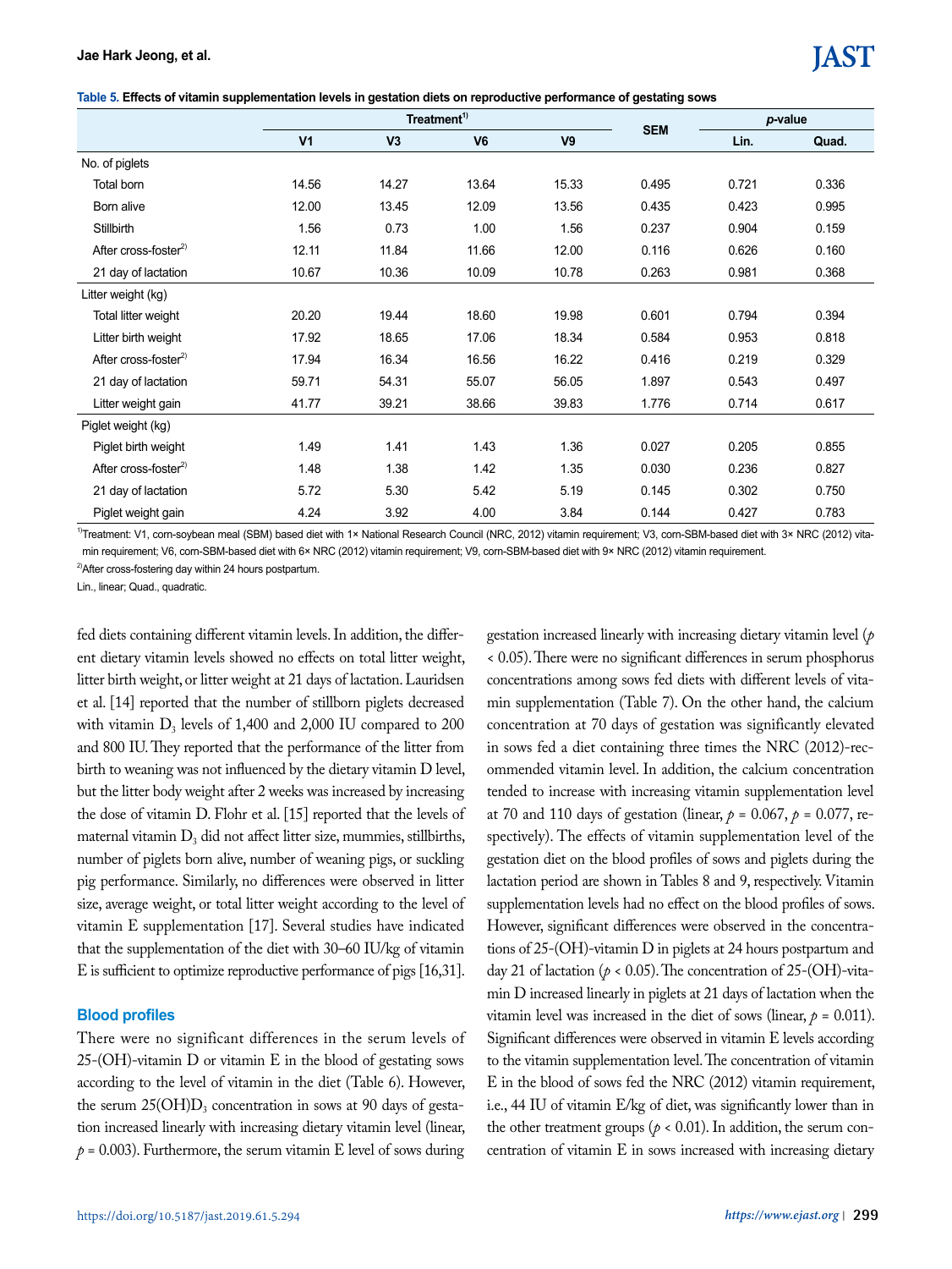**Table 5. Effects of vitamin supplementation levels in gestation diets on reproductive performance of gestating sows**

| | Treatment[1)] | | | | SEM | *p*-value | |
|---|---|---|---|---|---|---|---|
| | V1 | V3 | V6 | V9 | | Lin. | Quad. |
| No. of piglets | | | | | | | |
| Total born | 14.56 | 14.27 | 13.64 | 15.33 | 0.495 | 0.721 | 0.336 |
| Born alive | 12.00 | 13.45 | 12.09 | 13.56 | 0.435 | 0.423 | 0.995 |
| Stillbirth | 1.56 | 0.73 | 1.00 | 1.56 | 0.237 | 0.904 | 0.159 |
| After cross-foster[2)] | 12.11 | 11.84 | 11.66 | 12.00 | 0.116 | 0.626 | 0.160 |
| 21 day of lactation | 10.67 | 10.36 | 10.09 | 10.78 | 0.263 | 0.981 | 0.368 |
| Litter weight (kg) | | | | | | | |
| Total litter weight | 20.20 | 19.44 | 18.60 | 19.98 | 0.601 | 0.794 | 0.394 |
| Litter birth weight | 17.92 | 18.65 | 17.06 | 18.34 | 0.584 | 0.953 | 0.818 |
| After cross-foster[2)] | 17.94 | 16.34 | 16.56 | 16.22 | 0.416 | 0.219 | 0.329 |
| 21 day of lactation | 59.71 | 54.31 | 55.07 | 56.05 | 1.897 | 0.543 | 0.497 |
| Litter weight gain | 41.77 | 39.21 | 38.66 | 39.83 | 1.776 | 0.714 | 0.617 |
| Piglet weight (kg) | | | | | | | |
| Piglet birth weight | 1.49 | 1.41 | 1.43 | 1.36 | 0.027 | 0.205 | 0.855 |
| After cross-foster[2)] | 1.48 | 1.38 | 1.42 | 1.35 | 0.030 | 0.236 | 0.827 |
| 21 day of lactation | 5.72 | 5.30 | 5.42 | 5.19 | 0.145 | 0.302 | 0.750 |
| Piglet weight gain | 4.24 | 3.92 | 4.00 | 3.84 | 0.144 | 0.427 | 0.783 |

[1)]Treatment: V1, corn-soybean meal (SBM) based diet with 1× National Research Council (NRC, 2012) vitamin requirement; V3, corn-SBM-based diet with 3× NRC (2012) vitamin requirement; V6, corn-SBM-based diet with 6× NRC (2012) vitamin requirement; V9, corn-SBM-based diet with 9× NRC (2012) vitamin requirement.

[2)]After cross-fostering day within 24 hours postpartum.

Lin., linear; Quad., quadratic.

fed diets containing different vitamin levels. In addition, the different dietary vitamin levels showed no effects on total litter weight, litter birth weight, or litter weight at 21 days of lactation. Lauridsen et al. [14] reported that the number of stillborn piglets decreased with vitamin $D_3$ levels of 1,400 and 2,000 IU compared to 200 and 800 IU. They reported that the performance of the litter from birth to weaning was not influenced by the dietary vitamin D level, but the litter body weight after 2 weeks was increased by increasing the dose of vitamin D. Flohr et al. [15] reported that the levels of maternal vitamin $D_3$ did not affect litter size, mummies, stillbirths, number of piglets born alive, number of weaning pigs, or suckling pig performance. Similarly, no differences were observed in litter size, average weight, or total litter weight according to the level of vitamin E supplementation [17]. Several studies have indicated that the supplementation of the diet with 30–60 IU/kg of vitamin E is sufficient to optimize reproductive performance of pigs [16,31].

## Blood profiles

There were no significant differences in the serum levels of 25-(OH)-vitamin D or vitamin E in the blood of gestating sows according to the level of vitamin in the diet (Table 6). However, the serum $25(OH)D_3$ concentration in sows at 90 days of gestation increased linearly with increasing dietary vitamin level (linear, $p = 0.003$). Furthermore, the serum vitamin E level of sows during gestation increased linearly with increasing dietary vitamin level ($p < 0.05$). There were no significant differences in serum phosphorus concentrations among sows fed diets with different levels of vitamin supplementation (Table 7). On the other hand, the calcium concentration at 70 days of gestation was significantly elevated in sows fed a diet containing three times the NRC (2012)-recommended vitamin level. In addition, the calcium concentration tended to increase with increasing vitamin supplementation level at 70 and 110 days of gestation (linear, $p = 0.067$, $p = 0.077$, respectively). The effects of vitamin supplementation level of the gestation diet on the blood profiles of sows and piglets during the lactation period are shown in Tables 8 and 9, respectively. Vitamin supplementation levels had no effect on the blood profiles of sows. However, significant differences were observed in the concentrations of 25-(OH)-vitamin D in piglets at 24 hours postpartum and day 21 of lactation ($p < 0.05$). The concentration of 25-(OH)-vitamin D increased linearly in piglets at 21 days of lactation when the vitamin level was increased in the diet of sows (linear, $p = 0.011$). Significant differences were observed in vitamin E levels according to the vitamin supplementation level. The concentration of vitamin E in the blood of sows fed the NRC (2012) vitamin requirement, i.e., 44 IU of vitamin E/kg of diet, was significantly lower than in the other treatment groups ($p < 0.01$). In addition, the serum concentration of vitamin E in sows increased with increasing dietary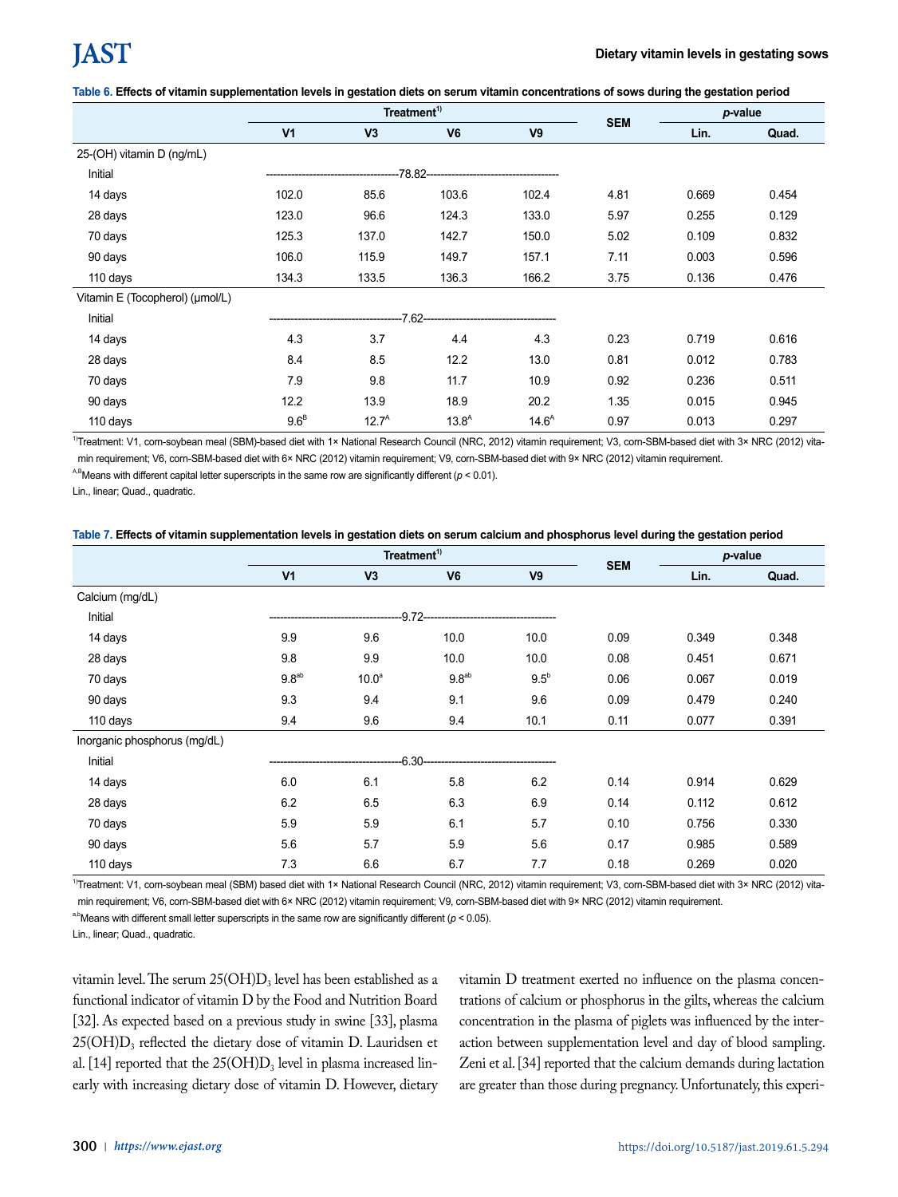**Table 6. Effects of vitamin supplementation levels in gestation diets on serum vitamin concentrations of sows during the gestation period**

| | Treatment[1)] | | | | SEM | *p*-value | |
|---|---|---|---|---|---|---|---|
| | V1 | V3 | V6 | V9 | | Lin. | Quad. |
| 25-(OH) vitamin D (ng/mL) | | | | | | | |
| Initial | ----------78.82---------- | | | | | | |
| 14 days | 102.0 | 85.6 | 103.6 | 102.4 | 4.81 | 0.669 | 0.454 |
| 28 days | 123.0 | 96.6 | 124.3 | 133.0 | 5.97 | 0.255 | 0.129 |
| 70 days | 125.3 | 137.0 | 142.7 | 150.0 | 5.02 | 0.109 | 0.832 |
| 90 days | 106.0 | 115.9 | 149.7 | 157.1 | 7.11 | 0.003 | 0.596 |
| 110 days | 134.3 | 133.5 | 136.3 | 166.2 | 3.75 | 0.136 | 0.476 |
| Vitamin E (Tocopherol) (μmol/L) | | | | | | | |
| Initial | ----------7.62---------- | | | | | | |
| 14 days | 4.3 | 3.7 | 4.4 | 4.3 | 0.23 | 0.719 | 0.616 |
| 28 days | 8.4 | 8.5 | 12.2 | 13.0 | 0.81 | 0.012 | 0.783 |
| 70 days | 7.9 | 9.8 | 11.7 | 10.9 | 0.92 | 0.236 | 0.511 |
| 90 days | 12.2 | 13.9 | 18.9 | 20.2 | 1.35 | 0.015 | 0.945 |
| 110 days | 9.6[B] | 12.7[A] | 13.8[A] | 14.6[A] | 0.97 | 0.013 | 0.297 |

[1)]Treatment: V1, corn-soybean meal (SBM)-based diet with 1× National Research Council (NRC, 2012) vitamin requirement; V3, corn-SBM-based diet with 3× NRC (2012) vitamin requirement; V6, corn-SBM-based diet with 6× NRC (2012) vitamin requirement; V9, corn-SBM-based diet with 9× NRC (2012) vitamin requirement.

[A,B]Means with different capital letter superscripts in the same row are significantly different ($p < 0.01$).

Lin., linear; Quad., quadratic.

**Table 7. Effects of vitamin supplementation levels in gestation diets on serum calcium and phosphorus level during the gestation period**

| | Treatment[1)] | | | | SEM | *p*-value | |
|---|---|---|---|---|---|---|---|
| | V1 | V3 | V6 | V9 | | Lin. | Quad. |
| Calcium (mg/dL) | | | | | | | |
| Initial | ----------9.72---------- | | | | | | |
| 14 days | 9.9 | 9.6 | 10.0 | 10.0 | 0.09 | 0.349 | 0.348 |
| 28 days | 9.8 | 9.9 | 10.0 | 10.0 | 0.08 | 0.451 | 0.671 |
| 70 days | 9.8[ab] | 10.0[a] | 9.8[ab] | 9.5[b] | 0.06 | 0.067 | 0.019 |
| 90 days | 9.3 | 9.4 | 9.1 | 9.6 | 0.09 | 0.479 | 0.240 |
| 110 days | 9.4 | 9.6 | 9.4 | 10.1 | 0.11 | 0.077 | 0.391 |
| Inorganic phosphorus (mg/dL) | | | | | | | |
| Initial | ----------6.30---------- | | | | | | |
| 14 days | 6.0 | 6.1 | 5.8 | 6.2 | 0.14 | 0.914 | 0.629 |
| 28 days | 6.2 | 6.5 | 6.3 | 6.9 | 0.14 | 0.112 | 0.612 |
| 70 days | 5.9 | 5.9 | 6.1 | 5.7 | 0.10 | 0.756 | 0.330 |
| 90 days | 5.6 | 5.7 | 5.9 | 5.6 | 0.17 | 0.985 | 0.589 |
| 110 days | 7.3 | 6.6 | 6.7 | 7.7 | 0.18 | 0.269 | 0.020 |

[1)]Treatment: V1, corn-soybean meal (SBM) based diet with 1× National Research Council (NRC, 2012) vitamin requirement; V3, corn-SBM-based diet with 3× NRC (2012) vitamin requirement; V6, corn-SBM-based diet with 6× NRC (2012) vitamin requirement; V9, corn-SBM-based diet with 9× NRC (2012) vitamin requirement.

[a,b]Means with different small letter superscripts in the same row are significantly different ($p < 0.05$).

Lin., linear; Quad., quadratic.

vitamin level. The serum 25(OH)$D_3$ level has been established as a functional indicator of vitamin D by the Food and Nutrition Board [32]. As expected based on a previous study in swine [33], plasma 25(OH)$D_3$ reflected the dietary dose of vitamin D. Lauridsen et al. [14] reported that the 25(OH)$D_3$ level in plasma increased linearly with increasing dietary dose of vitamin D. However, dietary vitamin D treatment exerted no influence on the plasma concentrations of calcium or phosphorus in the gilts, whereas the calcium concentration in the plasma of piglets was influenced by the interaction between supplementation level and day of blood sampling. Zeni et al. [34] reported that the calcium demands during lactation are greater than those during pregnancy. Unfortunately, this experi-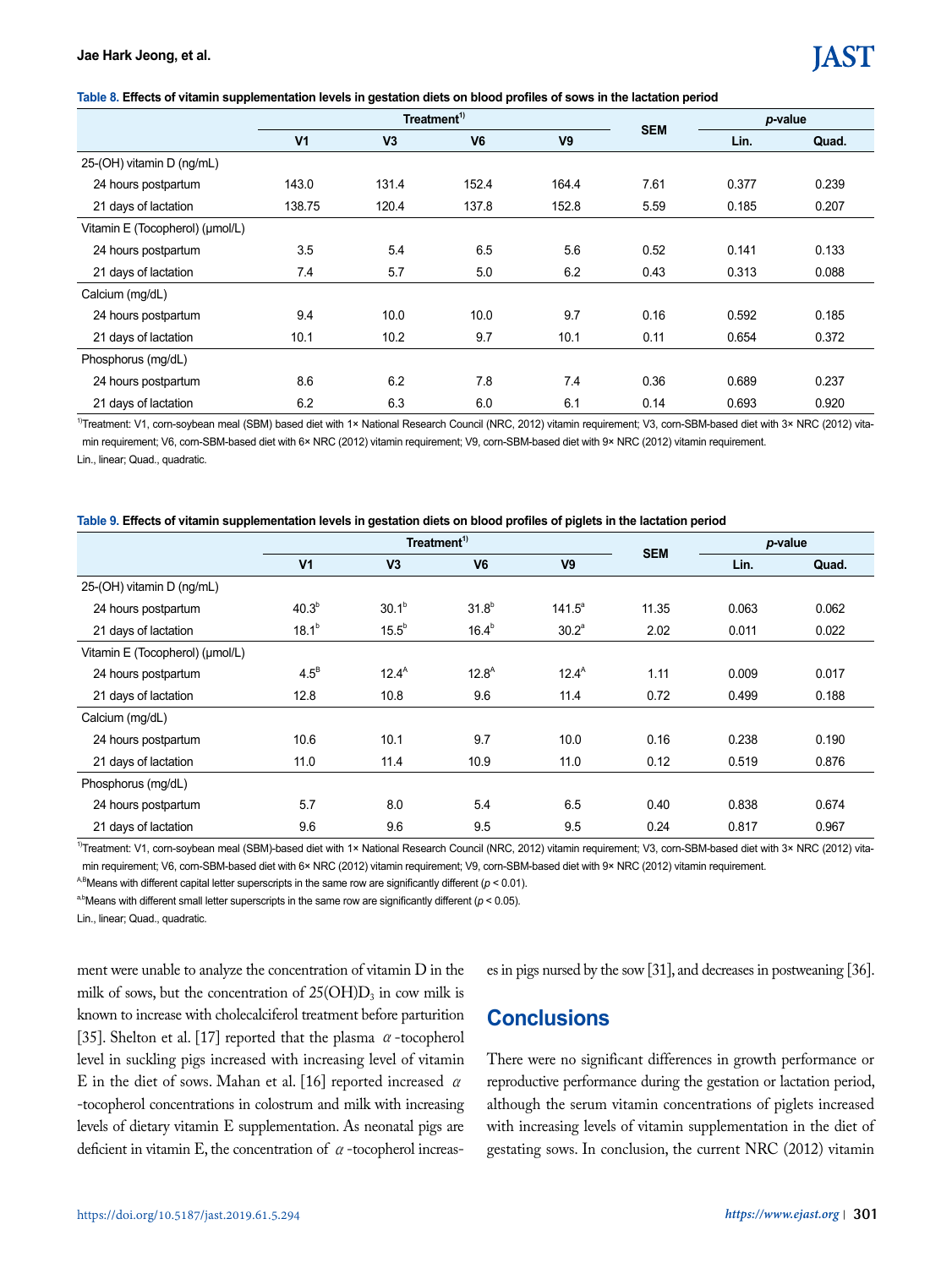**Table 8. Effects of vitamin supplementation levels in gestation diets on blood profiles of sows in the lactation period**

| | Treatment[1] | | | | SEM | *p*-value | |
|---|---|---|---|---|---|---|---|
| | V1 | V3 | V6 | V9 | | Lin. | Quad. |
| 25-(OH) vitamin D (ng/mL) | | | | | | | |
| 24 hours postpartum | 143.0 | 131.4 | 152.4 | 164.4 | 7.61 | 0.377 | 0.239 |
| 21 days of lactation | 138.75 | 120.4 | 137.8 | 152.8 | 5.59 | 0.185 | 0.207 |
| Vitamin E (Tocopherol) (μmol/L) | | | | | | | |
| 24 hours postpartum | 3.5 | 5.4 | 6.5 | 5.6 | 0.52 | 0.141 | 0.133 |
| 21 days of lactation | 7.4 | 5.7 | 5.0 | 6.2 | 0.43 | 0.313 | 0.088 |
| Calcium (mg/dL) | | | | | | | |
| 24 hours postpartum | 9.4 | 10.0 | 10.0 | 9.7 | 0.16 | 0.592 | 0.185 |
| 21 days of lactation | 10.1 | 10.2 | 9.7 | 10.1 | 0.11 | 0.654 | 0.372 |
| Phosphorus (mg/dL) | | | | | | | |
| 24 hours postpartum | 8.6 | 6.2 | 7.8 | 7.4 | 0.36 | 0.689 | 0.237 |
| 21 days of lactation | 6.2 | 6.3 | 6.0 | 6.1 | 0.14 | 0.693 | 0.920 |

[1]Treatment: V1, corn-soybean meal (SBM) based diet with 1× National Research Council (NRC, 2012) vitamin requirement; V3, corn-SBM-based diet with 3× NRC (2012) vitamin requirement; V6, corn-SBM-based diet with 6× NRC (2012) vitamin requirement; V9, corn-SBM-based diet with 9× NRC (2012) vitamin requirement.

Lin., linear; Quad., quadratic.

**Table 9. Effects of vitamin supplementation levels in gestation diets on blood profiles of piglets in the lactation period**

| | Treatment[1] | | | | SEM | *p*-value | |
|---|---|---|---|---|---|---|---|
| | V1 | V3 | V6 | V9 | | Lin. | Quad. |
| 25-(OH) vitamin D (ng/mL) | | | | | | | |
| 24 hours postpartum | 40.3[b] | 30.1[b] | 31.8[b] | 141.5[a] | 11.35 | 0.063 | 0.062 |
| 21 days of lactation | 18.1[b] | 15.5[b] | 16.4[b] | 30.2[a] | 2.02 | 0.011 | 0.022 |
| Vitamin E (Tocopherol) (μmol/L) | | | | | | | |
| 24 hours postpartum | 4.5[B] | 12.4[A] | 12.8[A] | 12.4[A] | 1.11 | 0.009 | 0.017 |
| 21 days of lactation | 12.8 | 10.8 | 9.6 | 11.4 | 0.72 | 0.499 | 0.188 |
| Calcium (mg/dL) | | | | | | | |
| 24 hours postpartum | 10.6 | 10.1 | 9.7 | 10.0 | 0.16 | 0.238 | 0.190 |
| 21 days of lactation | 11.0 | 11.4 | 10.9 | 11.0 | 0.12 | 0.519 | 0.876 |
| Phosphorus (mg/dL) | | | | | | | |
| 24 hours postpartum | 5.7 | 8.0 | 5.4 | 6.5 | 0.40 | 0.838 | 0.674 |
| 21 days of lactation | 9.6 | 9.6 | 9.5 | 9.5 | 0.24 | 0.817 | 0.967 |

[1]Treatment: V1, corn-soybean meal (SBM)-based diet with 1× National Research Council (NRC, 2012) vitamin requirement; V3, corn-SBM-based diet with 3× NRC (2012) vitamin requirement; V6, corn-SBM-based diet with 6× NRC (2012) vitamin requirement; V9, corn-SBM-based diet with 9× NRC (2012) vitamin requirement.

[A,B]Means with different capital letter superscripts in the same row are significantly different ($p < 0.01$).

[a,b]Means with different small letter superscripts in the same row are significantly different ($p < 0.05$).

Lin., linear; Quad., quadratic.

ment were unable to analyze the concentration of vitamin D in the milk of sows, but the concentration of $25(OH)D_3$ in cow milk is known to increase with cholecalciferol treatment before parturition [35]. Shelton et al. [17] reported that the plasma $\alpha$-tocopherol level in suckling pigs increased with increasing level of vitamin E in the diet of sows. Mahan et al. [16] reported increased $\alpha$-tocopherol concentrations in colostrum and milk with increasing levels of dietary vitamin E supplementation. As neonatal pigs are deficient in vitamin E, the concentration of $\alpha$-tocopherol increases in pigs nursed by the sow [31], and decreases in postweaning [36].

## Conclusions

There were no significant differences in growth performance or reproductive performance during the gestation or lactation period, although the serum vitamin concentrations of piglets increased with increasing levels of vitamin supplementation in the diet of gestating sows. In conclusion, the current NRC (2012) vitamin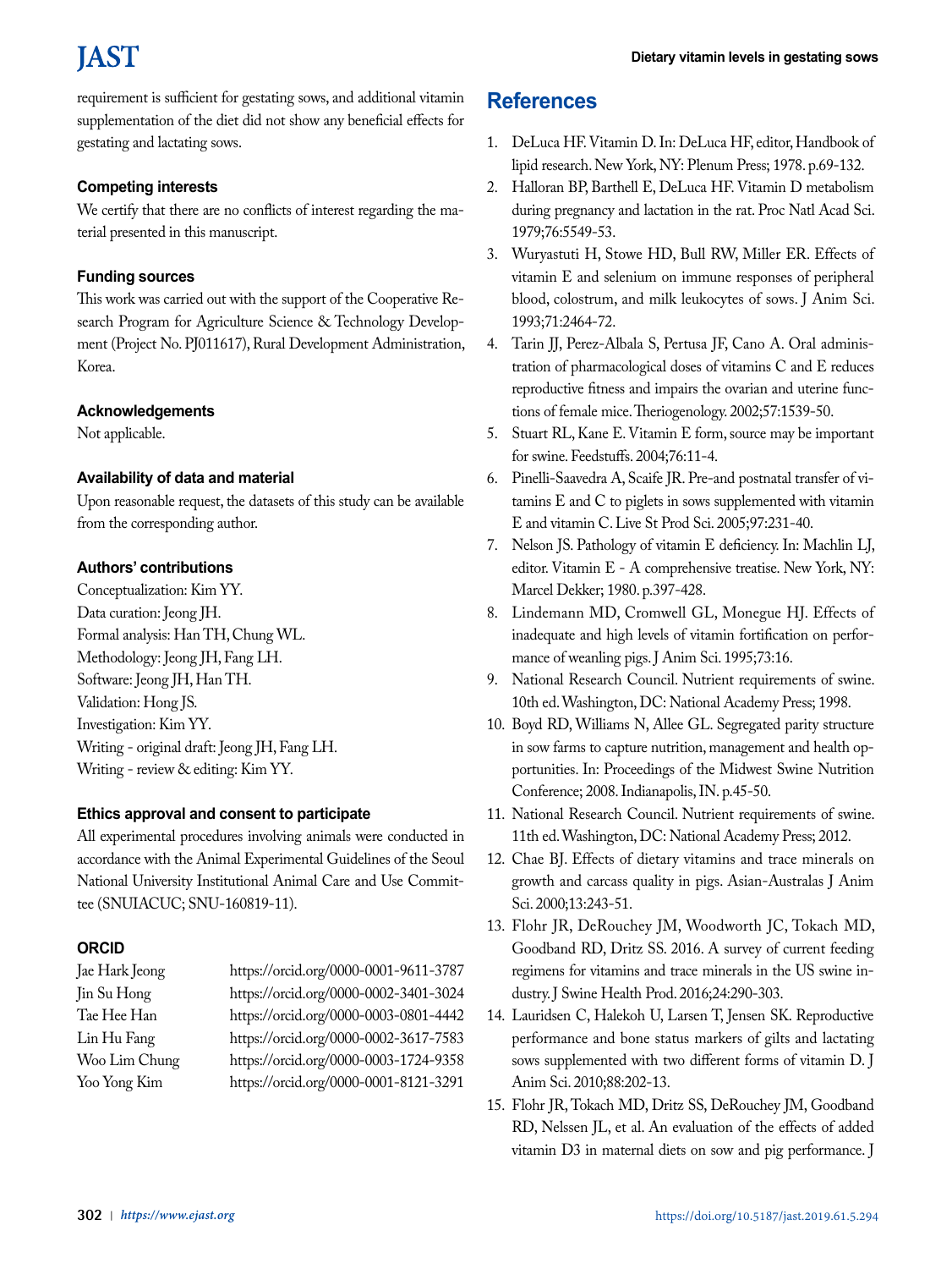requirement is sufficient for gestating sows, and additional vitamin supplementation of the diet did not show any beneficial effects for gestating and lactating sows.

### Competing interests

We certify that there are no conflicts of interest regarding the material presented in this manuscript.

### Funding sources

This work was carried out with the support of the Cooperative Research Program for Agriculture Science & Technology Development (Project No. PJ011617), Rural Development Administration, Korea.

### Acknowledgements

Not applicable.

### Availability of data and material

Upon reasonable request, the datasets of this study can be available from the corresponding author.

### Authors' contributions

Conceptualization: Kim YY.
Data curation: Jeong JH.
Formal analysis: Han TH, Chung WL.
Methodology: Jeong JH, Fang LH.
Software: Jeong JH, Han TH.
Validation: Hong JS.
Investigation: Kim YY.
Writing - original draft: Jeong JH, Fang LH.
Writing - review & editing: Kim YY.

### Ethics approval and consent to participate

All experimental procedures involving animals were conducted in accordance with the Animal Experimental Guidelines of the Seoul National University Institutional Animal Care and Use Committee (SNUIACUC; SNU-160819-11).

### ORCID

| | |
|---|---|
| Jae Hark Jeong | https://orcid.org/0000-0001-9611-3787 |
| Jin Su Hong | https://orcid.org/0000-0002-3401-3024 |
| Tae Hee Han | https://orcid.org/0000-0003-0801-4442 |
| Lin Hu Fang | https://orcid.org/0000-0002-3617-7583 |
| Woo Lim Chung | https://orcid.org/0000-0003-1724-9358 |
| Yoo Yong Kim | https://orcid.org/0000-0001-8121-3291 |

## References

1. DeLuca HF. Vitamin D. In: DeLuca HF, editor, Handbook of lipid research. New York, NY: Plenum Press; 1978. p.69-132.
2. Halloran BP, Barthell E, DeLuca HF. Vitamin D metabolism during pregnancy and lactation in the rat. Proc Natl Acad Sci. 1979;76:5549-53.
3. Wuryastuti H, Stowe HD, Bull RW, Miller ER. Effects of vitamin E and selenium on immune responses of peripheral blood, colostrum, and milk leukocytes of sows. J Anim Sci. 1993;71:2464-72.
4. Tarin JJ, Perez-Albala S, Pertusa JF, Cano A. Oral administration of pharmacological doses of vitamins C and E reduces reproductive fitness and impairs the ovarian and uterine functions of female mice. Theriogenology. 2002;57:1539-50.
5. Stuart RL, Kane E. Vitamin E form, source may be important for swine. Feedstuffs. 2004;76:11-4.
6. Pinelli-Saavedra A, Scaife JR. Pre-and postnatal transfer of vitamins E and C to piglets in sows supplemented with vitamin E and vitamin C. Live St Prod Sci. 2005;97:231-40.
7. Nelson JS. Pathology of vitamin E deficiency. In: Machlin LJ, editor. Vitamin E - A comprehensive treatise. New York, NY: Marcel Dekker; 1980. p.397-428.
8. Lindemann MD, Cromwell GL, Monegue HJ. Effects of inadequate and high levels of vitamin fortification on performance of weanling pigs. J Anim Sci. 1995;73:16.
9. National Research Council. Nutrient requirements of swine. 10th ed. Washington, DC: National Academy Press; 1998.
10. Boyd RD, Williams N, Allee GL. Segregated parity structure in sow farms to capture nutrition, management and health opportunities. In: Proceedings of the Midwest Swine Nutrition Conference; 2008. Indianapolis, IN. p.45-50.
11. National Research Council. Nutrient requirements of swine. 11th ed. Washington, DC: National Academy Press; 2012.
12. Chae BJ. Effects of dietary vitamins and trace minerals on growth and carcass quality in pigs. Asian-Australas J Anim Sci. 2000;13:243-51.
13. Flohr JR, DeRouchey JM, Woodworth JC, Tokach MD, Goodband RD, Dritz SS. 2016. A survey of current feeding regimens for vitamins and trace minerals in the US swine industry. J Swine Health Prod. 2016;24:290-303.
14. Lauridsen C, Halekoh U, Larsen T, Jensen SK. Reproductive performance and bone status markers of gilts and lactating sows supplemented with two different forms of vitamin D. J Anim Sci. 2010;88:202-13.
15. Flohr JR, Tokach MD, Dritz SS, DeRouchey JM, Goodband RD, Nelssen JL, et al. An evaluation of the effects of added vitamin D3 in maternal diets on sow and pig performance. J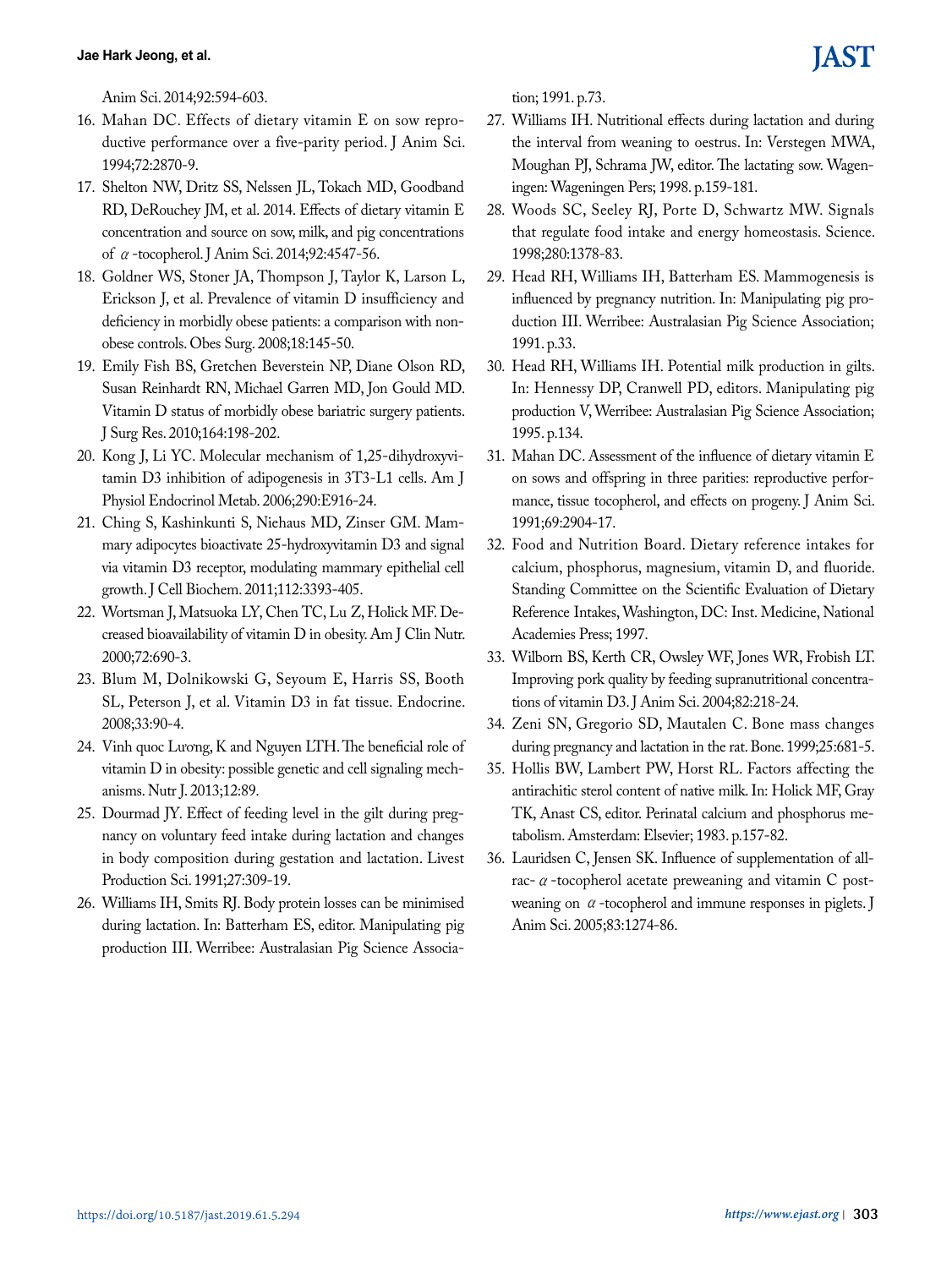Anim Sci. 2014;92:594-603.

16. Mahan DC. Effects of dietary vitamin E on sow reproductive performance over a five-parity period. J Anim Sci. 1994;72:2870-9.
17. Shelton NW, Dritz SS, Nelssen JL, Tokach MD, Goodband RD, DeRouchey JM, et al. 2014. Effects of dietary vitamin E concentration and source on sow, milk, and pig concentrations of $\alpha$-tocopherol. J Anim Sci. 2014;92:4547-56.
18. Goldner WS, Stoner JA, Thompson J, Taylor K, Larson L, Erickson J, et al. Prevalence of vitamin D insufficiency and deficiency in morbidly obese patients: a comparison with non-obese controls. Obes Surg. 2008;18:145-50.
19. Emily Fish BS, Gretchen Beverstein NP, Diane Olson RD, Susan Reinhardt RN, Michael Garren MD, Jon Gould MD. Vitamin D status of morbidly obese bariatric surgery patients. J Surg Res. 2010;164:198-202.
20. Kong J, Li YC. Molecular mechanism of 1,25-dihydroxyvitamin D3 inhibition of adipogenesis in 3T3-L1 cells. Am J Physiol Endocrinol Metab. 2006;290:E916-24.
21. Ching S, Kashinkunti S, Niehaus MD, Zinser GM. Mammary adipocytes bioactivate 25-hydroxyvitamin D3 and signal via vitamin D3 receptor, modulating mammary epithelial cell growth. J Cell Biochem. 2011;112:3393-405.
22. Wortsman J, Matsuoka LY, Chen TC, Lu Z, Holick MF. Decreased bioavailability of vitamin D in obesity. Am J Clin Nutr. 2000;72:690-3.
23. Blum M, Dolnikowski G, Seyoum E, Harris SS, Booth SL, Peterson J, et al. Vitamin D3 in fat tissue. Endocrine. 2008;33:90-4.
24. Vinh quoc Lương, K and Nguyen LTH. The beneficial role of vitamin D in obesity: possible genetic and cell signaling mechanisms. Nutr J. 2013;12:89.
25. Dourmad JY. Effect of feeding level in the gilt during pregnancy on voluntary feed intake during lactation and changes in body composition during gestation and lactation. Livest Production Sci. 1991;27:309-19.
26. Williams IH, Smits RJ. Body protein losses can be minimised during lactation. In: Batterham ES, editor. Manipulating pig production III. Werribee: Australasian Pig Science Association; 1991. p.73.
27. Williams IH. Nutritional effects during lactation and during the interval from weaning to oestrus. In: Verstegen MWA, Moughan PJ, Schrama JW, editor. The lactating sow. Wageningen: Wageningen Pers; 1998. p.159-181.
28. Woods SC, Seeley RJ, Porte D, Schwartz MW. Signals that regulate food intake and energy homeostasis. Science. 1998;280:1378-83.
29. Head RH, Williams IH, Batterham ES. Mammogenesis is influenced by pregnancy nutrition. In: Manipulating pig production III. Werribee: Australasian Pig Science Association; 1991. p.33.
30. Head RH, Williams IH. Potential milk production in gilts. In: Hennessy DP, Cranwell PD, editors. Manipulating pig production V, Werribee: Australasian Pig Science Association; 1995. p.134.
31. Mahan DC. Assessment of the influence of dietary vitamin E on sows and offspring in three parities: reproductive performance, tissue tocopherol, and effects on progeny. J Anim Sci. 1991;69:2904-17.
32. Food and Nutrition Board. Dietary reference intakes for calcium, phosphorus, magnesium, vitamin D, and fluoride. Standing Committee on the Scientific Evaluation of Dietary Reference Intakes, Washington, DC: Inst. Medicine, National Academies Press; 1997.
33. Wilborn BS, Kerth CR, Owsley WF, Jones WR, Frobish LT. Improving pork quality by feeding supranutritional concentrations of vitamin D3. J Anim Sci. 2004;82:218-24.
34. Zeni SN, Gregorio SD, Mautalen C. Bone mass changes during pregnancy and lactation in the rat. Bone. 1999;25:681-5.
35. Hollis BW, Lambert PW, Horst RL. Factors affecting the antirachitic sterol content of native milk. In: Holick MF, Gray TK, Anast CS, editor. Perinatal calcium and phosphorus metabolism. Amsterdam: Elsevier; 1983. p.157-82.
36. Lauridsen C, Jensen SK. Influence of supplementation of all-rac-$\alpha$-tocopherol acetate preweaning and vitamin C postweaning on $\alpha$-tocopherol and immune responses in piglets. J Anim Sci. 2005;83:1274-86.